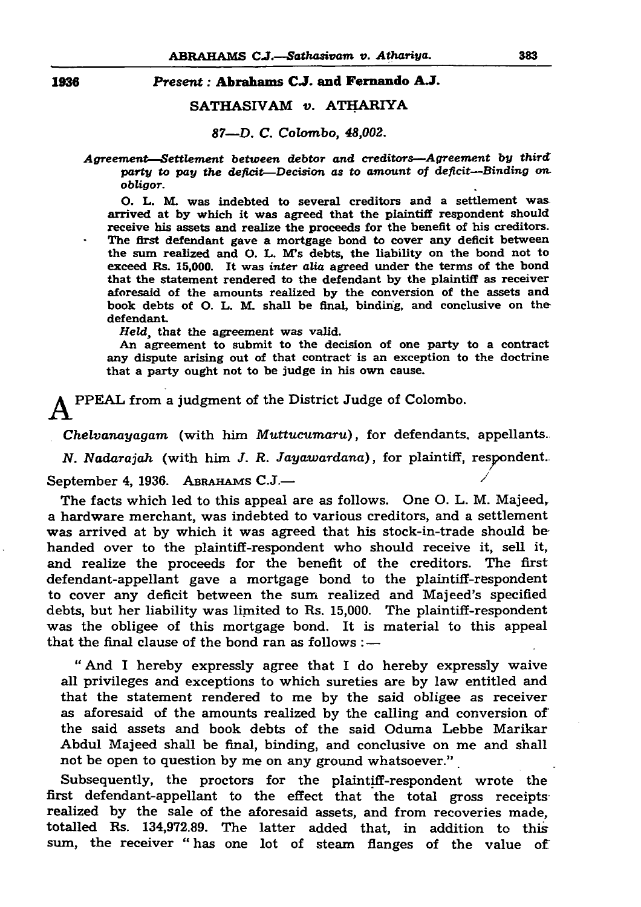1936

*Present :* **Abrahams C.J. and Fernando A.J.**

## SATHASIVAM *v.* ATHARIYA

*87—D. C. Colombo, 48,002.*

*Agreement—Settlement between debtor and creditors—Agreement by third party to pay the deficit—Decision as to amount of deficit—Binding on obligor.*

O. L. M. was indebted to several creditors and a settlement was arrived at by which it was agreed that the plaintiff respondent should receive his assets and realize the proceeds for the benefit of his creditors. The first defendant gave a mortgage bond to cover any deficit between the sum realized and O. L. M's debts, the liability on the bond not to exceed Rs. 15,000. It was *inter alia* agreed under the terms of the bond that the statement rendered to the defendant by the plaintiff as receiver aforesaid of the amounts realized by the conversion of the assets and book debts of O. L. M. shall be final, binding, and conclusive on the defendant.

*Held*, that the agreement was valid.

An agreement to submit to the decision of one party to a contract any dispute arising out of that contract is an exception to the doctrine that a party ought not to be judge in his own cause.

APPEAL from a judgment of the District Judge of Colombo.

*Chelvanayagam* (with him *Muttucumaru*), for defendants, appellants.

*N. Nadarajah* (with him *J. R. Jayawardana*), for plaintiff, respondent.

September 4, 1936. ABRAHAMS C.J.—

The facts which led to this appeal are as follows. One O. L. M. Majeed, a hardware merchant, was indebted to various creditors, and a settlement was arrived at by which it was agreed that his stock-in-trade should be handed over to the plaintiff-respondent who should receive it, sell it, and realize the proceeds for the benefit of the creditors. The first defendant-appellant gave a mortgage bond to the plaintiff-respondent to cover any deficit between the sum realized and Majeed's specified debts, but her liability was limited to Rs. 15,000. The plaintiff-respondent was the obligee of this mortgage bond. It is material to this appeal that the final clause of the bond ran as follows :—

"And I hereby expressly agree that I do hereby expressly waive all privileges and exceptions to which sureties are by law entitled and that the statement rendered to me by the said obligee as receiver as aforesaid of the amounts realized by the calling and conversion of the said assets and book debts of the said Oduma Lebbe Marikar Abdul Majeed shall be final, binding, and conclusive on me and shall not be open to question by me on any ground whatsoever."

Subsequently, the proctors for the plaintiff-respondent wrote the first defendant-appellant to the effect that the total gross receipts realized by the sale of the aforesaid assets, and from recoveries made, totalled Rs. 134,972.89. The latter added that, in addition to this sum, the receiver "has one lot of steam flanges of the value of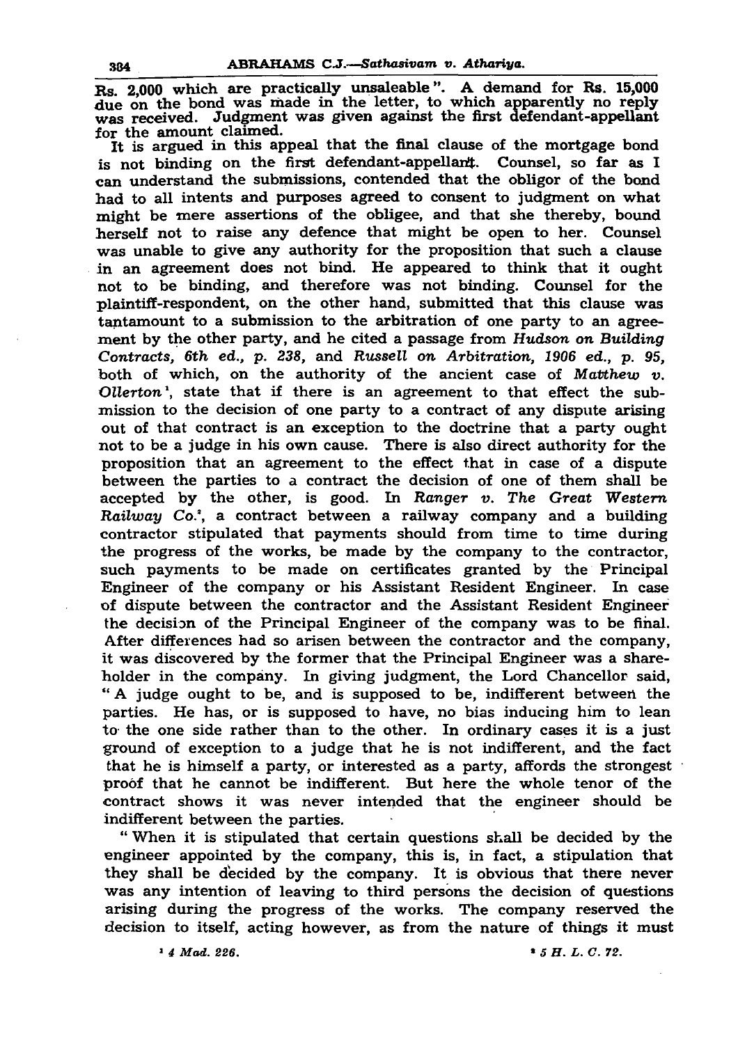Rs. 2,000 which are practically unsaleable ". A demand for Rs. 15,000 due on the bond was made in the letter, to which apparently no reply was received. Judgment was given against the first defendant-appellant for the amount claimed.

It is argued in this appeal that the final clause of the mortgage bond is not binding on the first defendant-appellant. Counsel, so far as I can understand the submissions, contended that the obligor of the bond had to all intents and purposes agreed to consent to judgment on what might be mere assertions of the obligee, and that she thereby, bound herself not to raise any defence that might be open to her. Counsel was unable to give any authority for the proposition that such a clause in an agreement does not bind. He appeared to think that it ought not to be binding, and therefore was not binding. Counsel for the plaintiff-respondent, on the other hand, submitted that this clause was tantamount to a submission to the arbitration of one party to an agreement by the other party, and he cited a passage from *Hudson on Building Contracts, 6th ed., p. 238,* and *Russell on Arbitration, 1906 ed., p. 95,* both of which, on the authority of the ancient case of *Matthew v. Ollerton*[1], state that if there is an agreement to that effect the submission to the decision of one party to a contract of any dispute arising out of that contract is an exception to the doctrine that a party ought not to be a judge in his own cause. There is also direct authority for the proposition that an agreement to the effect that in case of a dispute between the parties to a contract the decision of one of them shall be accepted by the other, is good. In *Ranger v. The Great Western Railway Co.*[2], a contract between a railway company and a building contractor stipulated that payments should from time to time during the progress of the works, be made by the company to the contractor, such payments to be made on certificates granted by the Principal Engineer of the company or his Assistant Resident Engineer. In case of dispute between the contractor and the Assistant Resident Engineer the decision of the Principal Engineer of the company was to be final. After differences had so arisen between the contractor and the company, it was discovered by the former that the Principal Engineer was a shareholder in the company. In giving judgment, the Lord Chancellor said, " A judge ought to be, and is supposed to be, indifferent between the parties. He has, or is supposed to have, no bias inducing him to lean to the one side rather than to the other. In ordinary cases it is a just ground of exception to a judge that he is not indifferent, and the fact that he is himself a party, or interested as a party, affords the strongest proof that he cannot be indifferent. But here the whole tenor of the contract shows it was never intended that the engineer should be indifferent between the parties.

" When it is stipulated that certain questions shall be decided by the engineer appointed by the company, this is, in fact, a stipulation that they shall be decided by the company. It is obvious that there never was any intention of leaving to third persons the decision of questions arising during the progress of the works. The company reserved the decision to itself, acting however, as from the nature of things it must

[1] *4 Mad. 226.*

[2] *5 H. L. C. 72.*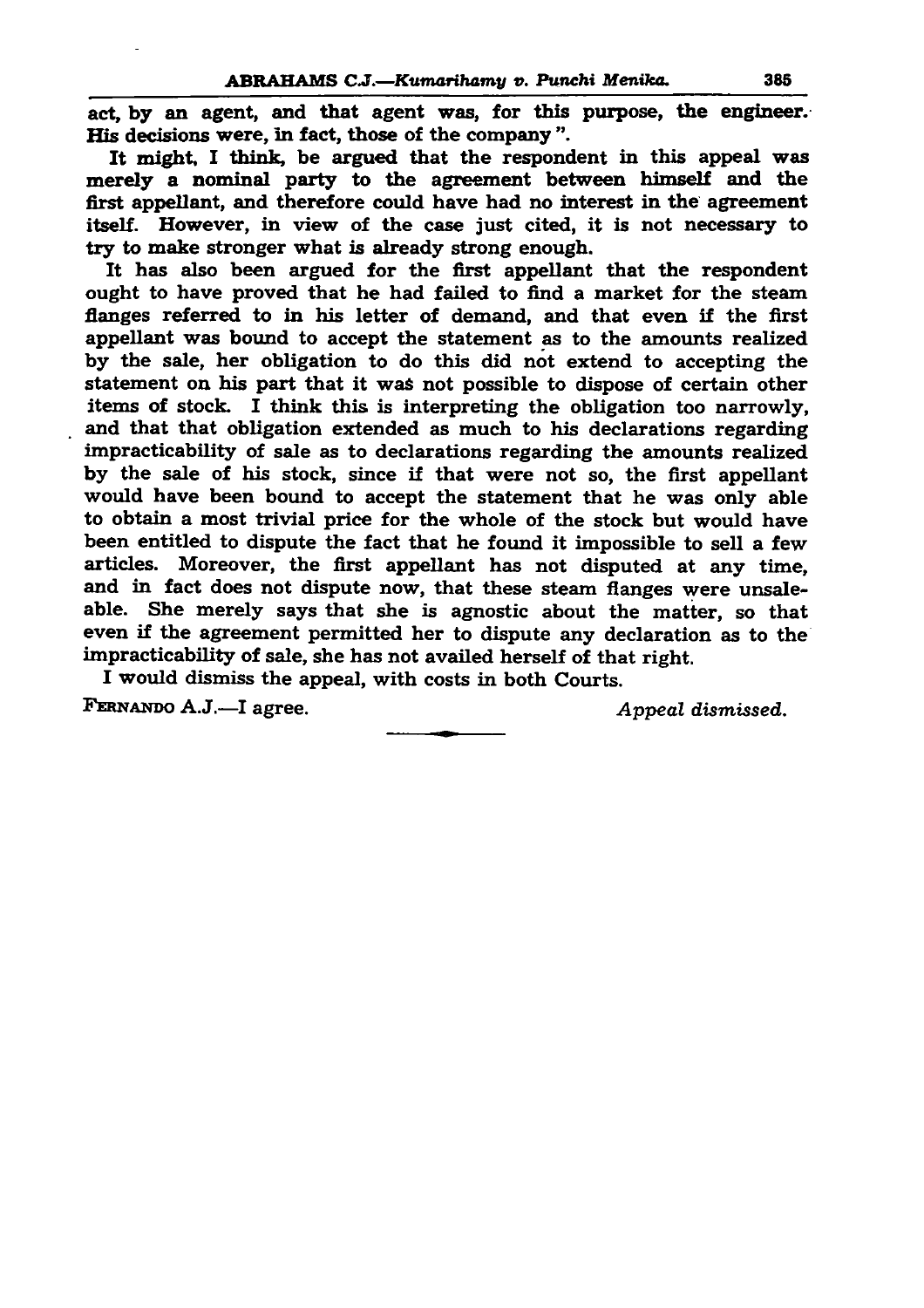act, by an agent, and that agent was, for this purpose, the engineer. His decisions were, in fact, those of the company ".

It might, I think, be argued that the respondent in this appeal was merely a nominal party to the agreement between himself and the first appellant, and therefore could have had no interest in the agreement itself. However, in view of the case just cited, it is not necessary to try to make stronger what is already strong enough.

It has also been argued for the first appellant that the respondent ought to have proved that he had failed to find a market for the steam flanges referred to in his letter of demand, and that even if the first appellant was bound to accept the statement as to the amounts realized by the sale, her obligation to do this did not extend to accepting the statement on his part that it was not possible to dispose of certain other items of stock. I think this is interpreting the obligation too narrowly, and that that obligation extended as much to his declarations regarding impracticability of sale as to declarations regarding the amounts realized by the sale of his stock, since if that were not so, the first appellant would have been bound to accept the statement that he was only able to obtain a most trivial price for the whole of the stock but would have been entitled to dispute the fact that he found it impossible to sell a few articles. Moreover, the first appellant has not disputed at any time, and in fact does not dispute now, that these steam flanges were unsaleable. She merely says that she is agnostic about the matter, so that even if the agreement permitted her to dispute any declaration as to the impracticability of sale, she has not availed herself of that right.

I would dismiss the appeal, with costs in both Courts.

FERNANDO A.J.—I agree.

*Appeal dismissed.*